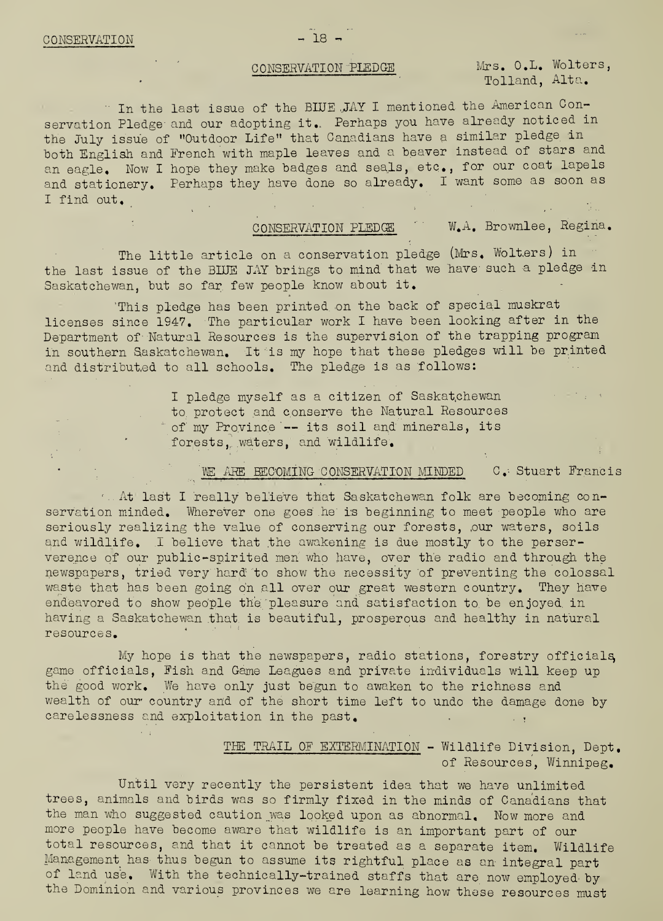## CONSERVATION PLEDGE

Mrs. O.L. Wolters, Tolland, Alta.

In the last issue of the BLUE JAY I mentioned the American Conservation Pledge and our adopting it. Perhaps you have already noticed in the July issue of "Outdoor Life" that Canadians have a similar pledge in both English and French with maple leaves and a beaver instead of stars and an eagle. Now I hope they make badges and seals, etc., for our coat lapels and stationery. Perhaps they have done so already. I want some as soon as I find out.

## CONSERVATION PLEDGE

W.A. Brownlee, Regina.

The little article on a conservation pledge (Mrs. Wolters) in the last issue of the BLUE JAY brings to mind that we have such a pledge in Saskatchewan, but so far few people know about it.

This pledge has been printed on the back of special muskrat licenses since 1947. The particular work I have been looking after in the Department of Natural Resources is the supervision of the trapping program in southern Saskatchewan. It is my hope that these pledges will be printed and distributed to all schools. The pledge is as follows:

> I pledge myself as a citizen of Saskatchewan to protect and conserve the Natural Resources of my Province -- its soil and minerals, its forests, waters, and wildlife.

## WE ARE BECOMING CONSERVATION MINDED

C. Stuart Francis

At last I really believe that Saskatchewan folk are becoming conservation minded. Wherever one goes he is beginning to meet people who are seriously realizing the value of conserving our forests, our waters, soils and wildlife. I believe that the awakening is due mostly to the perserverence of our public-spirited men who have, over the radio and through the newspapers, tried very hard to show the necessity of preventing the colossal waste that has been going on all over our great western country. They have endeavored to show people the pleasure and satisfaction to be enjoyed in having a Saskatchewan that is beautiful, prosperous and healthy in natural resources.

My hope is that the newspapers, radio stations, forestry officials, game officials, Fish and Game Leagues and private individuals will keep up the good work. We have only just begun to awaken to the richness and wealth of our country and of the short time left to undo the damage done by carelessness and exploitation in the past.

## THE TRAIL OF EXTERMINATION

Wildlife Division, Dept. of Resources, Winnipeg.

Until very recently the persistent idea that we have unlimited trees, animals and birds was so firmly fixed in the minds of Canadians that the man who suggested caution was looked upon as abnormal. Now more and more people have become aware that wildlife is an important part of our total resources, and that it cannot be treated as a separate item. Wildlife Management has thus begun to assume its rightful place as an integral part of land use. With the technically-trained staffs that are now employed by the Dominion and various provinces we are learning how these resources must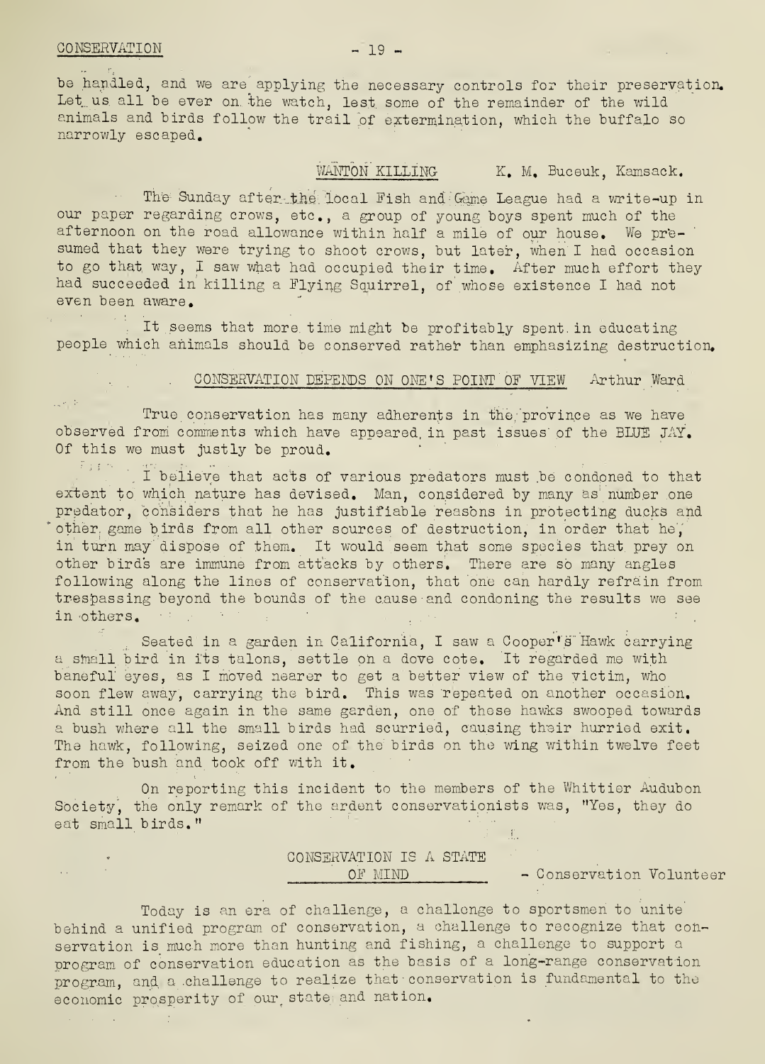be handled, and we are applying the necessary controls for their preservation. Let us all be ever on the watch, lest some of the remainder of the wild animals and birds follow the trail of extermination, which the buffalo so narrowly escaped.

## WANTON KILLING — K. M. Buceuk, Kamsack.

The Sunday after the local Fish and Game League had a write-up in our paper regarding crows, etc., a group of young boys spent much of the afternoon on the road allowance within half a mile of our house. We presumed that they were trying to shoot crows, but later, when I had occasion to go that way, I saw what had occupied their time. After much effort they had succeeded in killing a Flying Squirrel, of whose existence I had not even been aware.

It seems that more time might be profitably spent in educating people which animals should be conserved rather than emphasizing destruction.

## CONSERVATION DEPENDS ON ONE'S POINT OF VIEW — Arthur Ward

True conservation has many adherents in the province as we have observed from comments which have appeared in past issues of the BLUE JAY. Of this we must justly be proud.

I believe that acts of various predators must be condoned to that extent to which nature has devised. Man, considered by many as number one predator, considers that he has justifiable reasons in protecting ducks and other game birds from all other sources of destruction, in order that he, in turn may dispose of them. It would seem that some species that prey on other birds are immune from attacks by others. There are so many angles following along the lines of conservation, that one can hardly refrain from trespassing beyond the bounds of the cause and condoning the results we see in others.

Seated in a garden in California, I saw a Cooper's Hawk carrying a small bird in its talons, settle on a dove cote. It regarded me with baneful eyes, as I moved nearer to get a better view of the victim, who soon flew away, carrying the bird. This was repeated on another occasion. And still once again in the same garden, one of these hawks swooped towards a bush where all the small birds had scurried, causing their hurried exit. The hawk, following, seized one of the birds on the wing within twelve feet from the bush and took off with it.

On reporting this incident to the members of the Whittier Audubon Society, the only remark of the ardent conservationists was, "Yes, they do eat small birds."

## CONSERVATION IS A STATE OF MIND — Conservation Volunteer

Today is an era of challenge, a challenge to sportsmen to unite behind a unified program of conservation, a challenge to recognize that conservation is much more than hunting and fishing, a challenge to support a program of conservation education as the basis of a long-range conservation program, and a challenge to realize that conservation is fundamental to the economic prosperity of our state and nation.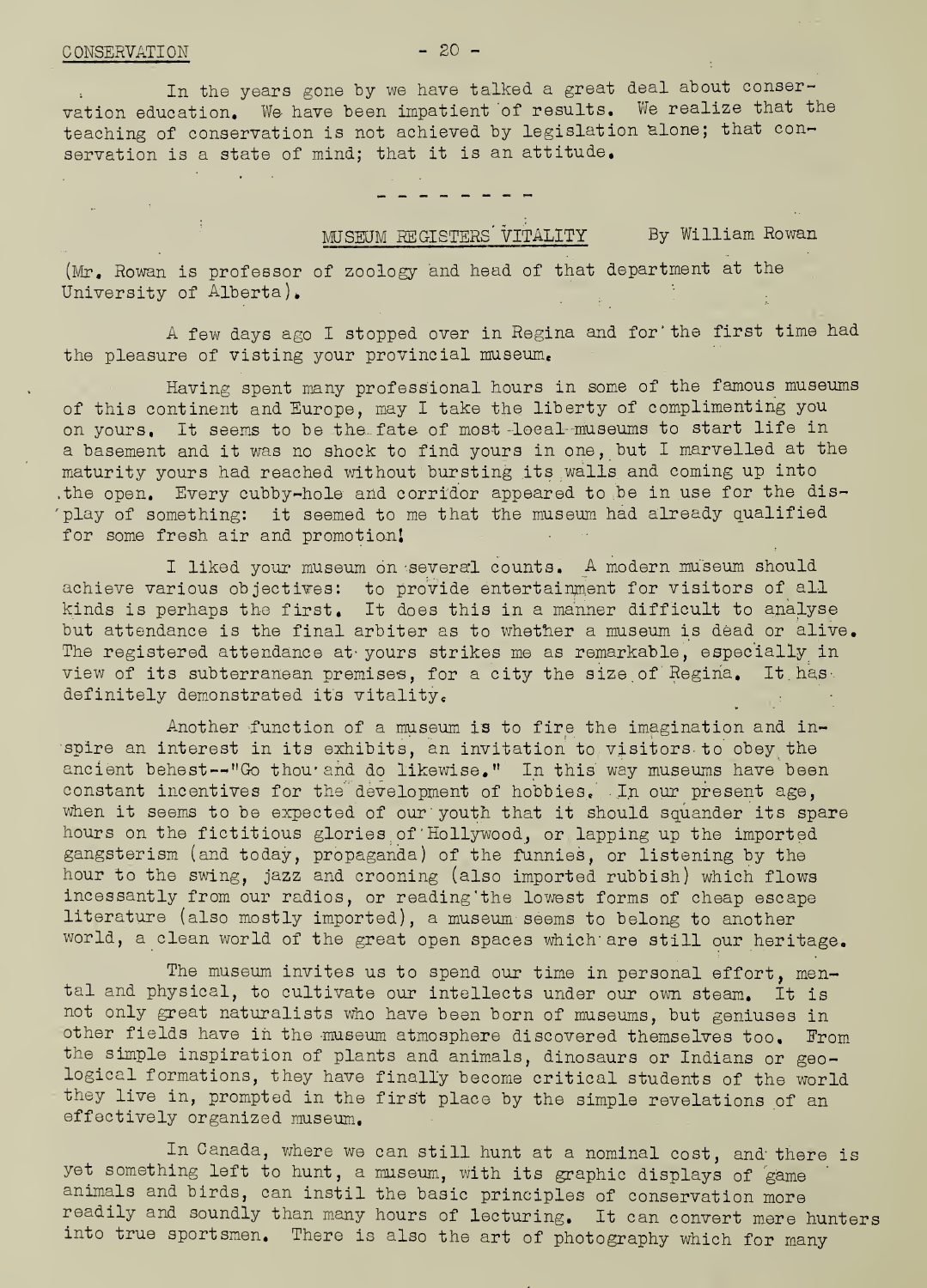In the years gone by we have talked a great deal about conservation education. We have been impatient of results. We realize that the teaching of conservation is not achieved by legislation alone; that conservation is a state of mind; that it is an attitude.

- - - - - - - -

## MUSEUM REGISTERS VITALITY

By William Rowan

(Mr. Rowan is professor of zoology and head of that department at the University of Alberta).

A few days ago I stopped over in Regina and for the first time had the pleasure of visting your provincial museum.

Having spent many professional hours in some of the famous museums of this continent and Europe, may I take the liberty of complimenting you on yours. It seems to be the fate of most local museums to start life in a basement and it was no shock to find yours in one, but I marvelled at the maturity yours had reached without bursting its walls and coming up into the open. Every cubby-hole and corridor appeared to be in use for the display of something: it seemed to me that the museum had already qualified for some fresh air and promotion!

I liked your museum on several counts. A modern museum should achieve various objectives: to provide entertainment for visitors of all kinds is perhaps the first. It does this in a manner difficult to analyse but attendance is the final arbiter as to whether a museum is dead or alive. The registered attendance at yours strikes me as remarkable, especially in view of its subterranean premises, for a city the size of Regina. It has definitely demonstrated its vitality.

Another function of a museum is to fire the imagination and inspire an interest in its exhibits, an invitation to visitors to obey the ancient behest--"Go thou and do likewise." In this way museums have been constant incentives for the development of hobbies. In our present age, when it seems to be expected of our youth that it should squander its spare hours on the fictitious glories of Hollywood, or lapping up the imported gangsterism (and today, propaganda) of the funnies, or listening by the hour to the swing, jazz and crooning (also imported rubbish) which flows incessantly from our radios, or reading the lowest forms of cheap escape literature (also mostly imported), a museum seems to belong to another world, a clean world of the great open spaces which are still our heritage.

The museum invites us to spend our time in personal effort, mental and physical, to cultivate our intellects under our own steam. It is not only great naturalists who have been born of museums, but geniuses in other fields have in the museum atmosphere discovered themselves too. From the simple inspiration of plants and animals, dinosaurs or Indians or geological formations, they have finally become critical students of the world they live in, prompted in the first place by the simple revelations of an effectively organized museum.

In Canada, where we can still hunt at a nominal cost, and there is yet something left to hunt, a museum, with its graphic displays of game animals and birds, can instil the basic principles of conservation more readily and soundly than many hours of lecturing. It can convert mere hunters into true sportsmen. There is also the art of photography which for many